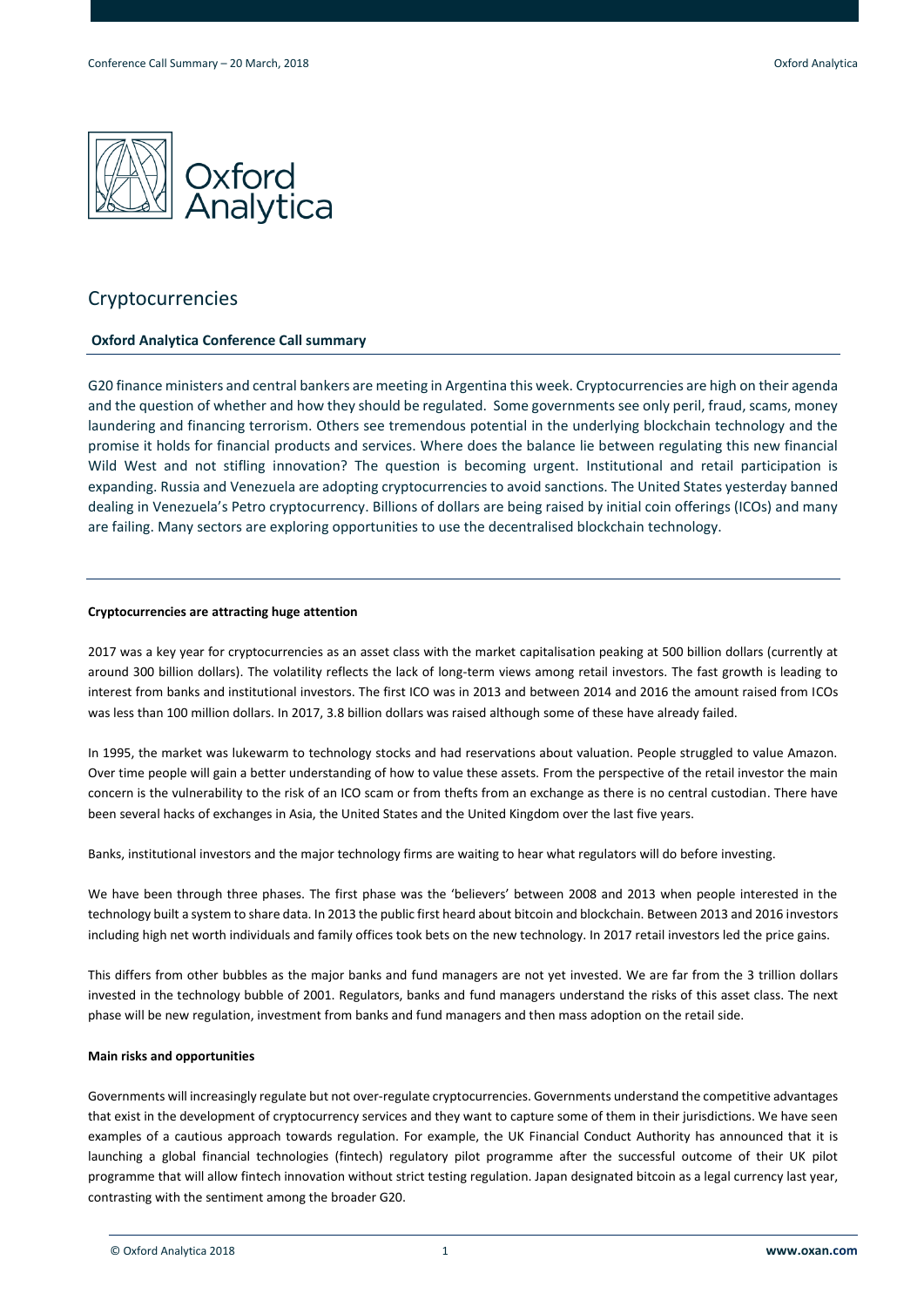# Cryptocurrencies

**Oxford Analytica Conference Call summary**

G20 finance ministers and central bankers are meeting in Argentina this week. Cryptocurrencies are high on their agenda and the question of whether and how they should be regulated. Some governments see only peril, fraud, scams, money laundering and financing terrorism. Others see tremendous potential in the underlying blockchain technology and the promise it holds for financial products and services. Where does the balance lie between regulating this new financial Wild West and not stifling innovation? The question is becoming urgent. Institutional and retail participation is expanding. Russia and Venezuela are adopting cryptocurrencies to avoid sanctions. The United States yesterday banned dealing in Venezuela's Petro cryptocurrency. Billions of dollars are being raised by initial coin offerings (ICOs) and many are failing. Many sectors are exploring opportunities to use the decentralised blockchain technology.

**Cryptocurrencies are attracting huge attention**

2017 was a key year for cryptocurrencies as an asset class with the market capitalisation peaking at 500 billion dollars (currently at around 300 billion dollars). The volatility reflects the lack of long-term views among retail investors. The fast growth is leading to interest from banks and institutional investors. The first ICO was in 2013 and between 2014 and 2016 the amount raised from ICOs was less than 100 million dollars. In 2017, 3.8 billion dollars was raised although some of these have already failed.

In 1995, the market was lukewarm to technology stocks and had reservations about valuation. People struggled to value Amazon. Over time people will gain a better understanding of how to value these assets. From the perspective of the retail investor the main concern is the vulnerability to the risk of an ICO scam or from thefts from an exchange as there is no central custodian. There have been several hacks of exchanges in Asia, the United States and the United Kingdom over the last five years.

Banks, institutional investors and the major technology firms are waiting to hear what regulators will do before investing.

We have been through three phases. The first phase was the 'believers' between 2008 and 2013 when people interested in the technology built a system to share data. In 2013 the public first heard about bitcoin and blockchain. Between 2013 and 2016 investors including high net worth individuals and family offices took bets on the new technology. In 2017 retail investors led the price gains.

This differs from other bubbles as the major banks and fund managers are not yet invested. We are far from the 3 trillion dollars invested in the technology bubble of 2001. Regulators, banks and fund managers understand the risks of this asset class. The next phase will be new regulation, investment from banks and fund managers and then mass adoption on the retail side.

**Main risks and opportunities**

Governments will increasingly regulate but not over-regulate cryptocurrencies. Governments understand the competitive advantages that exist in the development of cryptocurrency services and they want to capture some of them in their jurisdictions. We have seen examples of a cautious approach towards regulation. For example, the UK Financial Conduct Authority has announced that it is launching a global financial technologies (fintech) regulatory pilot programme after the successful outcome of their UK pilot programme that will allow fintech innovation without strict testing regulation. Japan designated bitcoin as a legal currency last year, contrasting with the sentiment among the broader G20.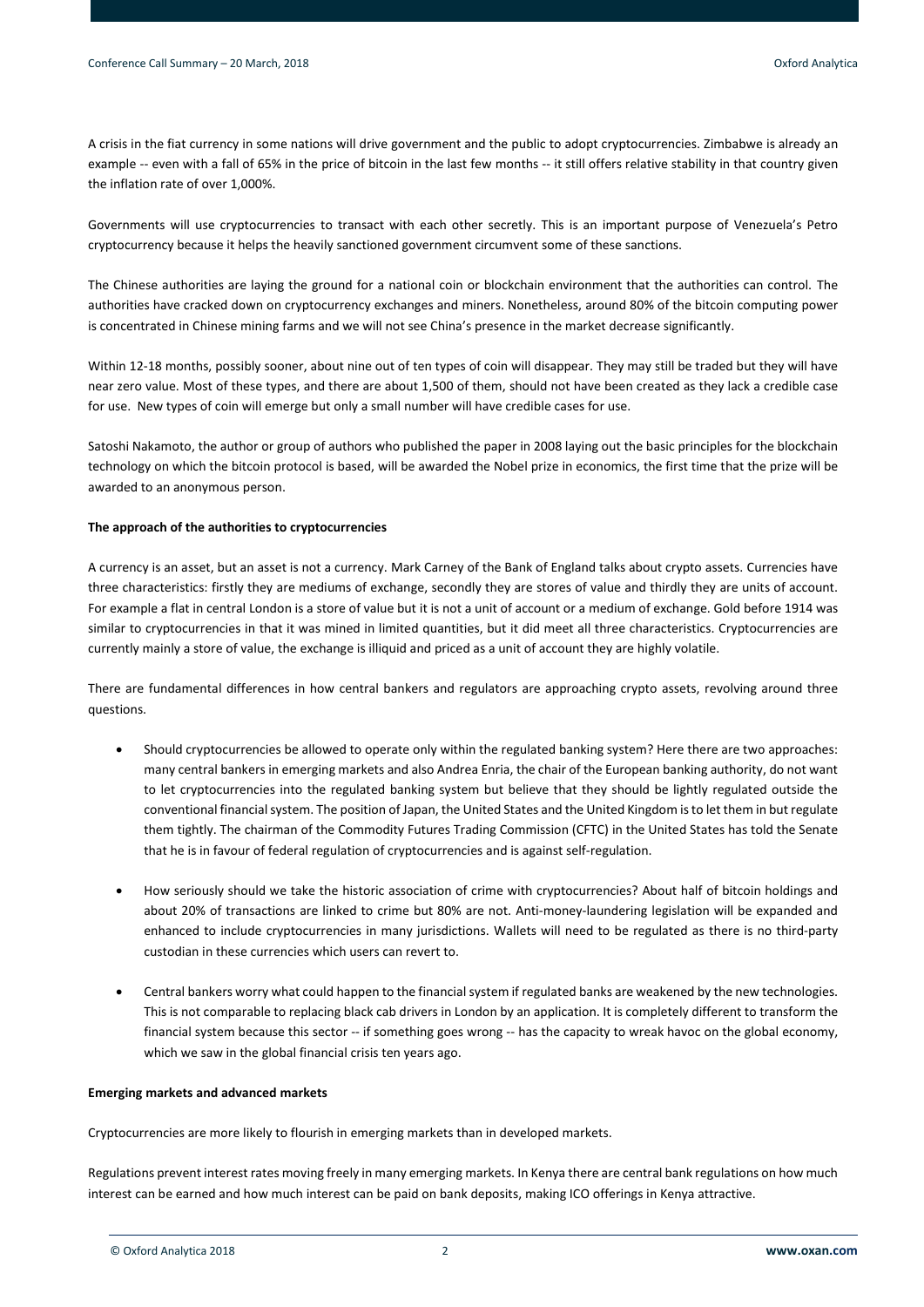A crisis in the fiat currency in some nations will drive government and the public to adopt cryptocurrencies. Zimbabwe is already an example -- even with a fall of 65% in the price of bitcoin in the last few months -- it still offers relative stability in that country given the inflation rate of over 1,000%.

Governments will use cryptocurrencies to transact with each other secretly. This is an important purpose of Venezuela's Petro cryptocurrency because it helps the heavily sanctioned government circumvent some of these sanctions.

The Chinese authorities are laying the ground for a national coin or blockchain environment that the authorities can control. The authorities have cracked down on cryptocurrency exchanges and miners. Nonetheless, around 80% of the bitcoin computing power is concentrated in Chinese mining farms and we will not see China's presence in the market decrease significantly.

Within 12-18 months, possibly sooner, about nine out of ten types of coin will disappear. They may still be traded but they will have near zero value. Most of these types, and there are about 1,500 of them, should not have been created as they lack a credible case for use. New types of coin will emerge but only a small number will have credible cases for use.

Satoshi Nakamoto, the author or group of authors who published the paper in 2008 laying out the basic principles for the blockchain technology on which the bitcoin protocol is based, will be awarded the Nobel prize in economics, the first time that the prize will be awarded to an anonymous person.

**The approach of the authorities to cryptocurrencies**

A currency is an asset, but an asset is not a currency. Mark Carney of the Bank of England talks about crypto assets. Currencies have three characteristics: firstly they are mediums of exchange, secondly they are stores of value and thirdly they are units of account. For example a flat in central London is a store of value but it is not a unit of account or a medium of exchange. Gold before 1914 was similar to cryptocurrencies in that it was mined in limited quantities, but it did meet all three characteristics. Cryptocurrencies are currently mainly a store of value, the exchange is illiquid and priced as a unit of account they are highly volatile.

There are fundamental differences in how central bankers and regulators are approaching crypto assets, revolving around three questions.

- Should cryptocurrencies be allowed to operate only within the regulated banking system? Here there are two approaches: many central bankers in emerging markets and also Andrea Enria, the chair of the European banking authority, do not want to let cryptocurrencies into the regulated banking system but believe that they should be lightly regulated outside the conventional financial system. The position of Japan, the United States and the United Kingdom is to let them in but regulate them tightly. The chairman of the Commodity Futures Trading Commission (CFTC) in the United States has told the Senate that he is in favour of federal regulation of cryptocurrencies and is against self-regulation.

- How seriously should we take the historic association of crime with cryptocurrencies? About half of bitcoin holdings and about 20% of transactions are linked to crime but 80% are not. Anti-money-laundering legislation will be expanded and enhanced to include cryptocurrencies in many jurisdictions. Wallets will need to be regulated as there is no third-party custodian in these currencies which users can revert to.

- Central bankers worry what could happen to the financial system if regulated banks are weakened by the new technologies. This is not comparable to replacing black cab drivers in London by an application. It is completely different to transform the financial system because this sector -- if something goes wrong -- has the capacity to wreak havoc on the global economy, which we saw in the global financial crisis ten years ago.

**Emerging markets and advanced markets**

Cryptocurrencies are more likely to flourish in emerging markets than in developed markets.

Regulations prevent interest rates moving freely in many emerging markets. In Kenya there are central bank regulations on how much interest can be earned and how much interest can be paid on bank deposits, making ICO offerings in Kenya attractive.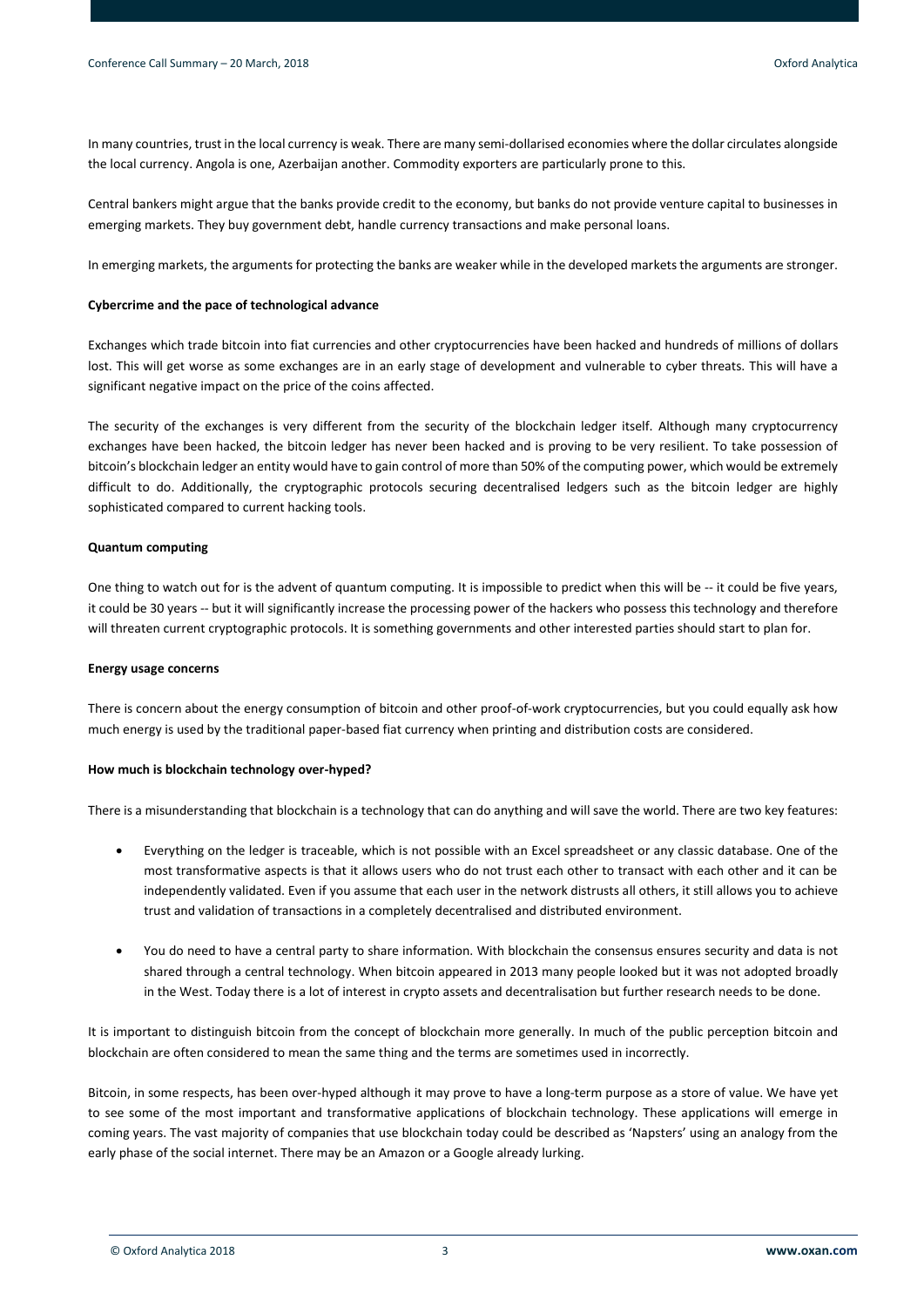In many countries, trust in the local currency is weak. There are many semi-dollarised economies where the dollar circulates alongside the local currency. Angola is one, Azerbaijan another. Commodity exporters are particularly prone to this.

Central bankers might argue that the banks provide credit to the economy, but banks do not provide venture capital to businesses in emerging markets. They buy government debt, handle currency transactions and make personal loans.

In emerging markets, the arguments for protecting the banks are weaker while in the developed markets the arguments are stronger.

**Cybercrime and the pace of technological advance**

Exchanges which trade bitcoin into fiat currencies and other cryptocurrencies have been hacked and hundreds of millions of dollars lost. This will get worse as some exchanges are in an early stage of development and vulnerable to cyber threats. This will have a significant negative impact on the price of the coins affected.

The security of the exchanges is very different from the security of the blockchain ledger itself. Although many cryptocurrency exchanges have been hacked, the bitcoin ledger has never been hacked and is proving to be very resilient. To take possession of bitcoin's blockchain ledger an entity would have to gain control of more than 50% of the computing power, which would be extremely difficult to do. Additionally, the cryptographic protocols securing decentralised ledgers such as the bitcoin ledger are highly sophisticated compared to current hacking tools.

**Quantum computing**

One thing to watch out for is the advent of quantum computing. It is impossible to predict when this will be -- it could be five years, it could be 30 years -- but it will significantly increase the processing power of the hackers who possess this technology and therefore will threaten current cryptographic protocols. It is something governments and other interested parties should start to plan for.

**Energy usage concerns**

There is concern about the energy consumption of bitcoin and other proof-of-work cryptocurrencies, but you could equally ask how much energy is used by the traditional paper-based fiat currency when printing and distribution costs are considered.

**How much is blockchain technology over-hyped?**

There is a misunderstanding that blockchain is a technology that can do anything and will save the world. There are two key features:

- Everything on the ledger is traceable, which is not possible with an Excel spreadsheet or any classic database. One of the most transformative aspects is that it allows users who do not trust each other to transact with each other and it can be independently validated. Even if you assume that each user in the network distrusts all others, it still allows you to achieve trust and validation of transactions in a completely decentralised and distributed environment.

- You do need to have a central party to share information. With blockchain the consensus ensures security and data is not shared through a central technology. When bitcoin appeared in 2013 many people looked but it was not adopted broadly in the West. Today there is a lot of interest in crypto assets and decentralisation but further research needs to be done.

It is important to distinguish bitcoin from the concept of blockchain more generally. In much of the public perception bitcoin and blockchain are often considered to mean the same thing and the terms are sometimes used in incorrectly.

Bitcoin, in some respects, has been over-hyped although it may prove to have a long-term purpose as a store of value. We have yet to see some of the most important and transformative applications of blockchain technology. These applications will emerge in coming years. The vast majority of companies that use blockchain today could be described as 'Napsters' using an analogy from the early phase of the social internet. There may be an Amazon or a Google already lurking.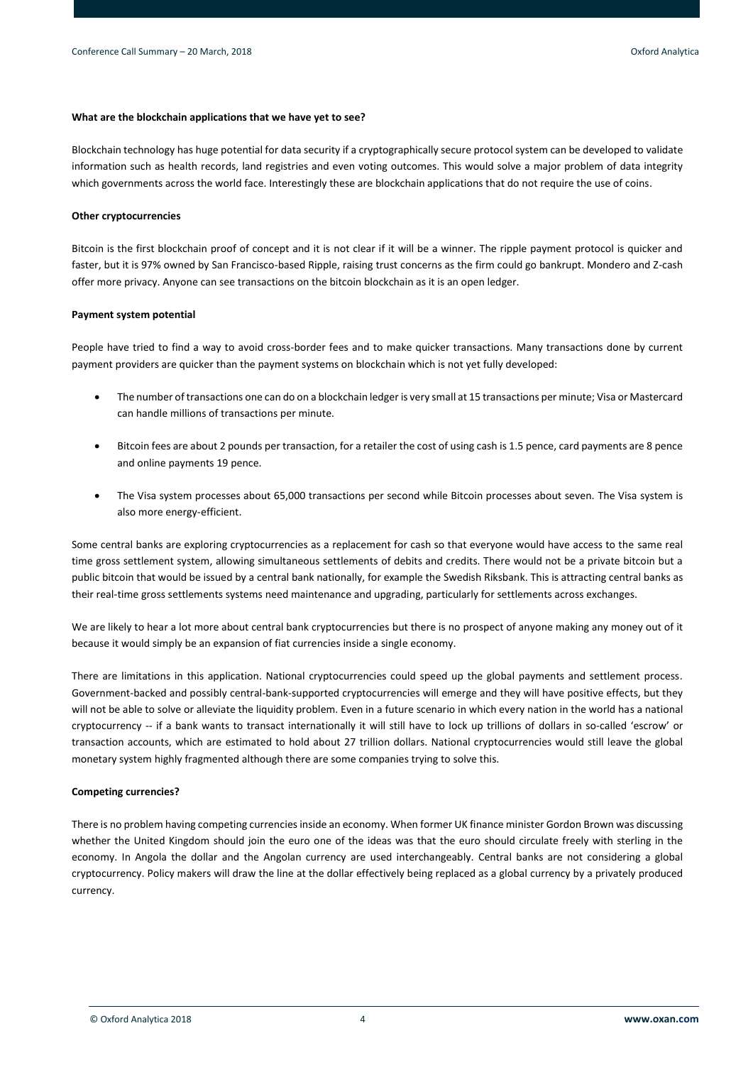**What are the blockchain applications that we have yet to see?**

Blockchain technology has huge potential for data security if a cryptographically secure protocol system can be developed to validate information such as health records, land registries and even voting outcomes. This would solve a major problem of data integrity which governments across the world face. Interestingly these are blockchain applications that do not require the use of coins.

**Other cryptocurrencies**

Bitcoin is the first blockchain proof of concept and it is not clear if it will be a winner. The ripple payment protocol is quicker and faster, but it is 97% owned by San Francisco-based Ripple, raising trust concerns as the firm could go bankrupt. Mondero and Z-cash offer more privacy. Anyone can see transactions on the bitcoin blockchain as it is an open ledger.

**Payment system potential**

People have tried to find a way to avoid cross-border fees and to make quicker transactions. Many transactions done by current payment providers are quicker than the payment systems on blockchain which is not yet fully developed:

- The number of transactions one can do on a blockchain ledger is very small at 15 transactions per minute; Visa or Mastercard can handle millions of transactions per minute.
- Bitcoin fees are about 2 pounds per transaction, for a retailer the cost of using cash is 1.5 pence, card payments are 8 pence and online payments 19 pence.
- The Visa system processes about 65,000 transactions per second while Bitcoin processes about seven. The Visa system is also more energy-efficient.

Some central banks are exploring cryptocurrencies as a replacement for cash so that everyone would have access to the same real time gross settlement system, allowing simultaneous settlements of debits and credits. There would not be a private bitcoin but a public bitcoin that would be issued by a central bank nationally, for example the Swedish Riksbank. This is attracting central banks as their real-time gross settlements systems need maintenance and upgrading, particularly for settlements across exchanges.

We are likely to hear a lot more about central bank cryptocurrencies but there is no prospect of anyone making any money out of it because it would simply be an expansion of fiat currencies inside a single economy.

There are limitations in this application. National cryptocurrencies could speed up the global payments and settlement process. Government-backed and possibly central-bank-supported cryptocurrencies will emerge and they will have positive effects, but they will not be able to solve or alleviate the liquidity problem. Even in a future scenario in which every nation in the world has a national cryptocurrency -- if a bank wants to transact internationally it will still have to lock up trillions of dollars in so-called 'escrow' or transaction accounts, which are estimated to hold about 27 trillion dollars. National cryptocurrencies would still leave the global monetary system highly fragmented although there are some companies trying to solve this.

**Competing currencies?**

There is no problem having competing currencies inside an economy. When former UK finance minister Gordon Brown was discussing whether the United Kingdom should join the euro one of the ideas was that the euro should circulate freely with sterling in the economy. In Angola the dollar and the Angolan currency are used interchangeably. Central banks are not considering a global cryptocurrency. Policy makers will draw the line at the dollar effectively being replaced as a global currency by a privately produced currency.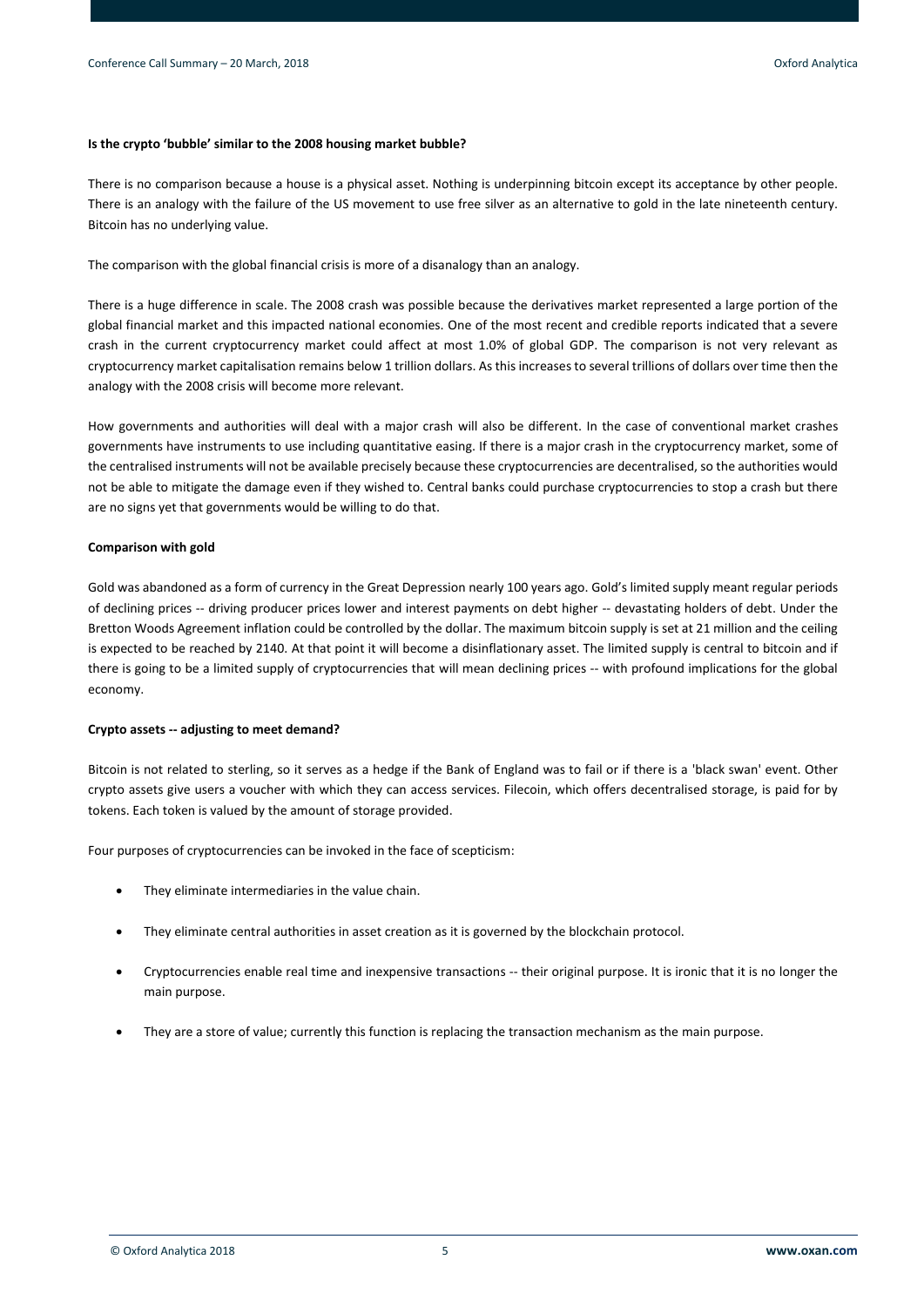**Is the crypto 'bubble' similar to the 2008 housing market bubble?**

There is no comparison because a house is a physical asset. Nothing is underpinning bitcoin except its acceptance by other people. There is an analogy with the failure of the US movement to use free silver as an alternative to gold in the late nineteenth century. Bitcoin has no underlying value.

The comparison with the global financial crisis is more of a disanalogy than an analogy.

There is a huge difference in scale. The 2008 crash was possible because the derivatives market represented a large portion of the global financial market and this impacted national economies. One of the most recent and credible reports indicated that a severe crash in the current cryptocurrency market could affect at most 1.0% of global GDP. The comparison is not very relevant as cryptocurrency market capitalisation remains below 1 trillion dollars. As this increases to several trillions of dollars over time then the analogy with the 2008 crisis will become more relevant.

How governments and authorities will deal with a major crash will also be different. In the case of conventional market crashes governments have instruments to use including quantitative easing. If there is a major crash in the cryptocurrency market, some of the centralised instruments will not be available precisely because these cryptocurrencies are decentralised, so the authorities would not be able to mitigate the damage even if they wished to. Central banks could purchase cryptocurrencies to stop a crash but there are no signs yet that governments would be willing to do that.

**Comparison with gold**

Gold was abandoned as a form of currency in the Great Depression nearly 100 years ago. Gold's limited supply meant regular periods of declining prices -- driving producer prices lower and interest payments on debt higher -- devastating holders of debt. Under the Bretton Woods Agreement inflation could be controlled by the dollar. The maximum bitcoin supply is set at 21 million and the ceiling is expected to be reached by 2140. At that point it will become a disinflationary asset. The limited supply is central to bitcoin and if there is going to be a limited supply of cryptocurrencies that will mean declining prices -- with profound implications for the global economy.

**Crypto assets -- adjusting to meet demand?**

Bitcoin is not related to sterling, so it serves as a hedge if the Bank of England was to fail or if there is a 'black swan' event. Other crypto assets give users a voucher with which they can access services. Filecoin, which offers decentralised storage, is paid for by tokens. Each token is valued by the amount of storage provided.

Four purposes of cryptocurrencies can be invoked in the face of scepticism:

- They eliminate intermediaries in the value chain.
- They eliminate central authorities in asset creation as it is governed by the blockchain protocol.
- Cryptocurrencies enable real time and inexpensive transactions -- their original purpose. It is ironic that it is no longer the main purpose.
- They are a store of value; currently this function is replacing the transaction mechanism as the main purpose.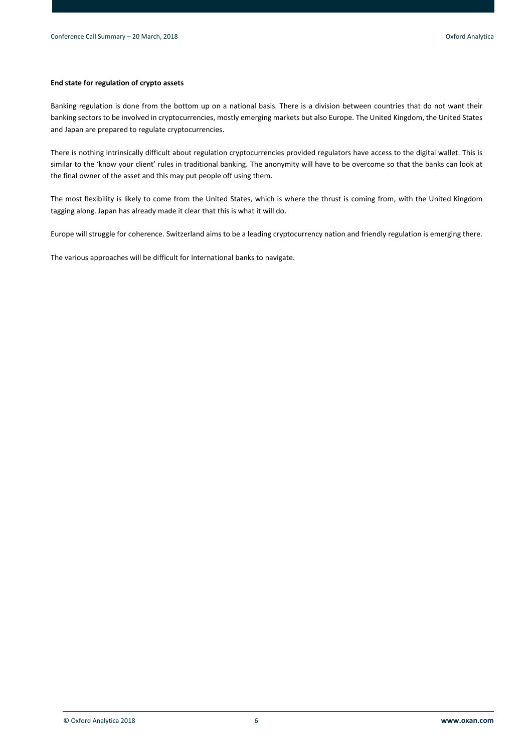**End state for regulation of crypto assets**

Banking regulation is done from the bottom up on a national basis. There is a division between countries that do not want their banking sectors to be involved in cryptocurrencies, mostly emerging markets but also Europe. The United Kingdom, the United States and Japan are prepared to regulate cryptocurrencies.

There is nothing intrinsically difficult about regulation cryptocurrencies provided regulators have access to the digital wallet. This is similar to the 'know your client' rules in traditional banking. The anonymity will have to be overcome so that the banks can look at the final owner of the asset and this may put people off using them.

The most flexibility is likely to come from the United States, which is where the thrust is coming from, with the United Kingdom tagging along. Japan has already made it clear that this is what it will do.

Europe will struggle for coherence. Switzerland aims to be a leading cryptocurrency nation and friendly regulation is emerging there.

The various approaches will be difficult for international banks to navigate.